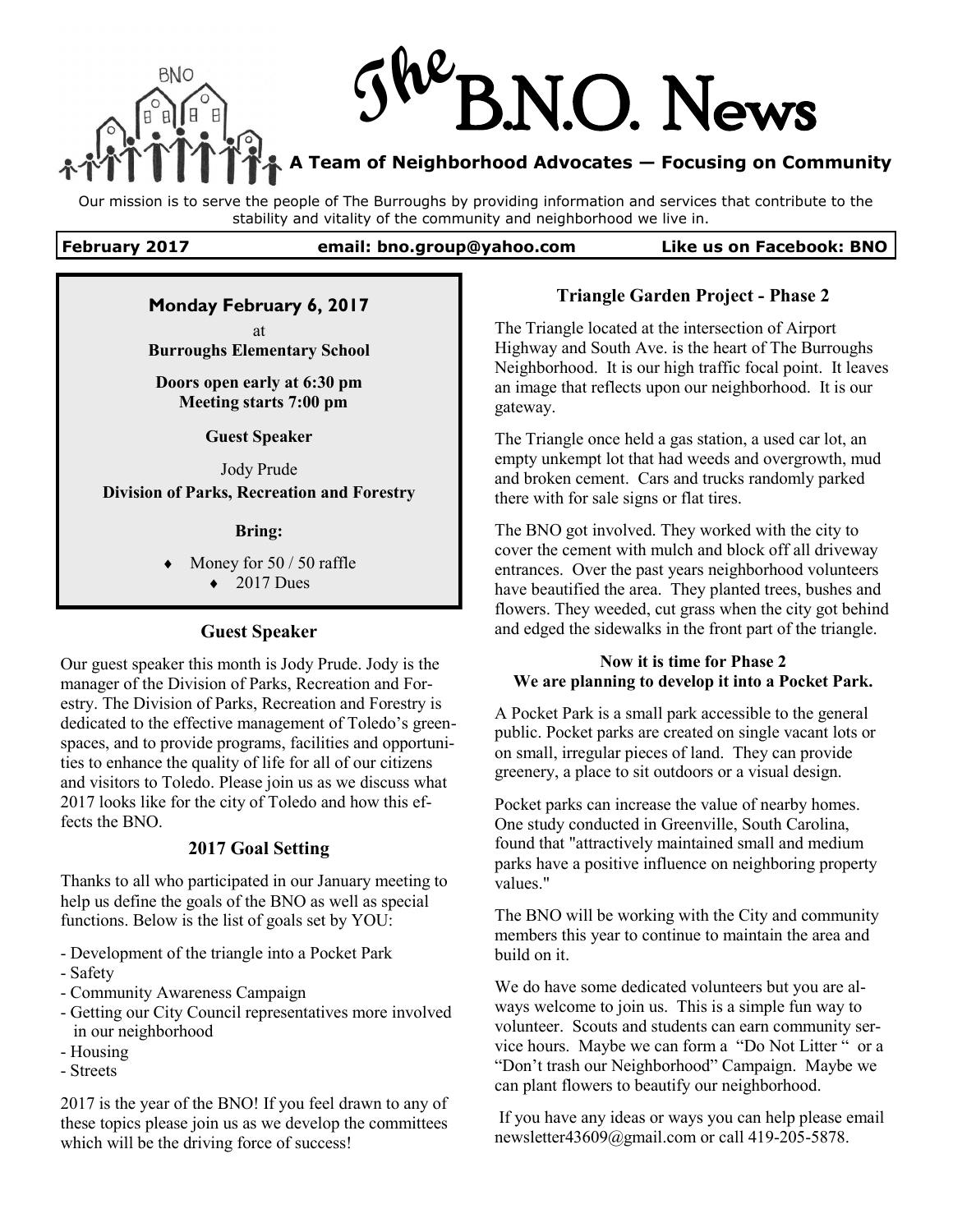# The B.N.O. News

**A Team of Neighborhood Advocates — Focusing on Community**

Our mission is to serve the people of The Burroughs by providing information and services that contribute to the stability and vitality of the community and neighborhood we live in.

**February 2017** | **email: bno.group@yahoo.com** | **Like us on Facebook: BNO**

---

**Monday February 6, 2017**

at

**Burroughs Elementary School**

**Doors open early at 6:30 pm**
**Meeting starts 7:00 pm**

**Guest Speaker**

Jody Prude

**Division of Parks, Recreation and Forestry**

**Bring:**

- Money for 50 / 50 raffle
- 2017 Dues

---

### Guest Speaker

Our guest speaker this month is Jody Prude. Jody is the manager of the Division of Parks, Recreation and Forestry. The Division of Parks, Recreation and Forestry is dedicated to the effective management of Toledo's greenspaces, and to provide programs, facilities and opportunities to enhance the quality of life for all of our citizens and visitors to Toledo. Please join us as we discuss what 2017 looks like for the city of Toledo and how this effects the BNO.

### 2017 Goal Setting

Thanks to all who participated in our January meeting to help us define the goals of the BNO as well as special functions. Below is the list of goals set by YOU:

- Development of the triangle into a Pocket Park
- Safety
- Community Awareness Campaign
- Getting our City Council representatives more involved in our neighborhood
- Housing
- Streets

2017 is the year of the BNO! If you feel drawn to any of these topics please join us as we develop the committees which will be the driving force of success!

### Triangle Garden Project - Phase 2

The Triangle located at the intersection of Airport Highway and South Ave. is the heart of The Burroughs Neighborhood. It is our high traffic focal point. It leaves an image that reflects upon our neighborhood. It is our gateway.

The Triangle once held a gas station, a used car lot, an empty unkempt lot that had weeds and overgrowth, mud and broken cement. Cars and trucks randomly parked there with for sale signs or flat tires.

The BNO got involved. They worked with the city to cover the cement with mulch and block off all driveway entrances. Over the past years neighborhood volunteers have beautified the area. They planted trees, bushes and flowers. They weeded, cut grass when the city got behind and edged the sidewalks in the front part of the triangle.

**Now it is time for Phase 2**
**We are planning to develop it into a Pocket Park.**

A Pocket Park is a small park accessible to the general public. Pocket parks are created on single vacant lots or on small, irregular pieces of land. They can provide greenery, a place to sit outdoors or a visual design.

Pocket parks can increase the value of nearby homes. One study conducted in Greenville, South Carolina, found that "attractively maintained small and medium parks have a positive influence on neighboring property values."

The BNO will be working with the City and community members this year to continue to maintain the area and build on it.

We do have some dedicated volunteers but you are always welcome to join us. This is a simple fun way to volunteer. Scouts and students can earn community service hours. Maybe we can form a "Do Not Litter " or a "Don't trash our Neighborhood" Campaign. Maybe we can plant flowers to beautify our neighborhood.

If you have any ideas or ways you can help please email newsletter43609@gmail.com or call 419-205-5878.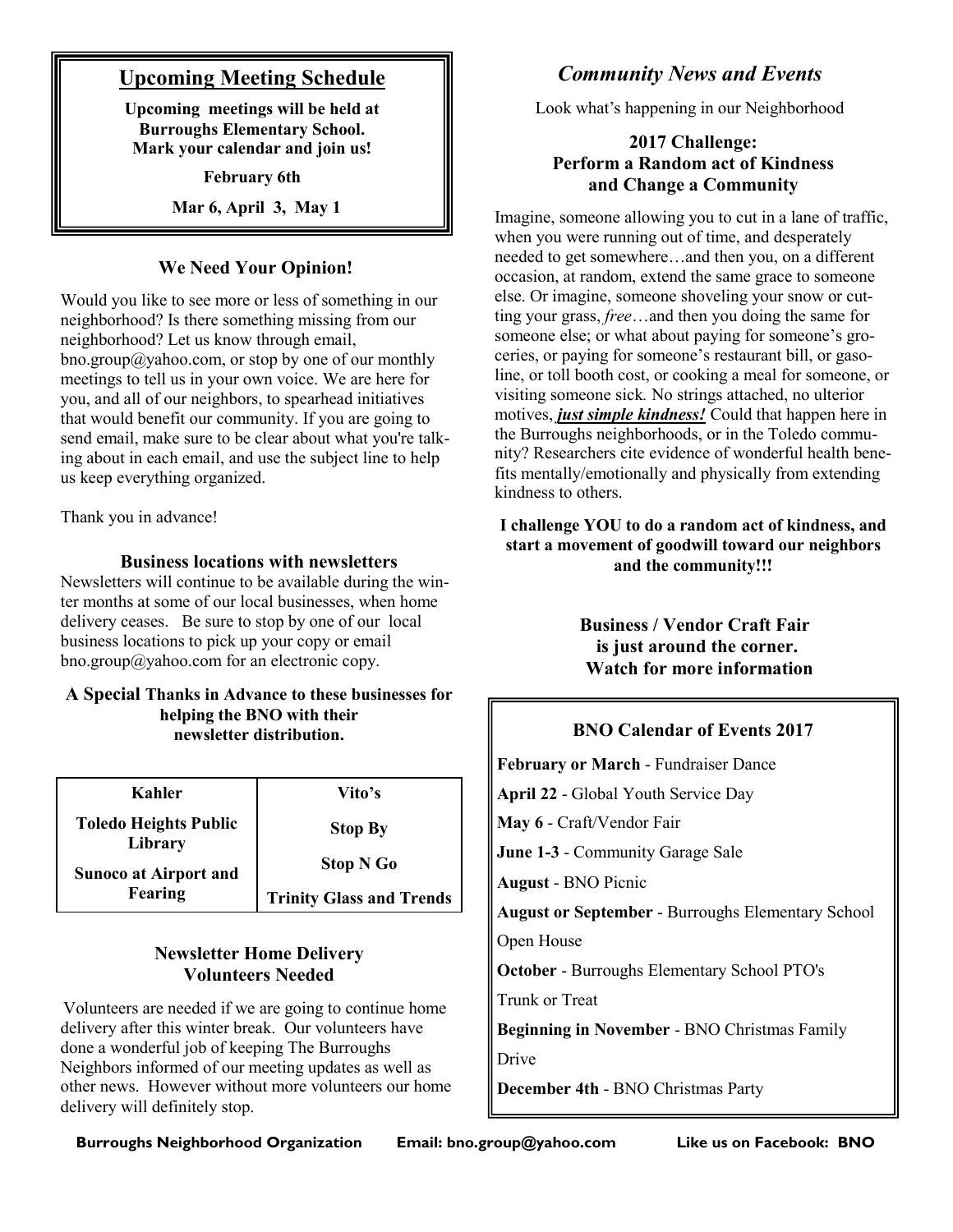## Upcoming Meeting Schedule

**Upcoming meetings will be held at Burroughs Elementary School. Mark your calendar and join us!**

**February 6th**

**Mar 6, April 3, May 1**

### We Need Your Opinion!

Would you like to see more or less of something in our neighborhood? Is there something missing from our neighborhood? Let us know through email, bno.group@yahoo.com, or stop by one of our monthly meetings to tell us in your own voice. We are here for you, and all of our neighbors, to spearhead initiatives that would benefit our community. If you are going to send email, make sure to be clear about what you're talking about in each email, and use the subject line to help us keep everything organized.

Thank you in advance!

### Business locations with newsletters

Newsletters will continue to be available during the winter months at some of our local businesses, when home delivery ceases. Be sure to stop by one of our local business locations to pick up your copy or email bno.group@yahoo.com for an electronic copy.

**A Special Thanks in Advance to these businesses for helping the BNO with their newsletter distribution.**

| | |
|---|---|
| **Kahler** | **Vito's** |
| **Toledo Heights Public Library** | **Stop By** |
| **Sunoco at Airport and Fearing** | **Stop N Go** |
| | **Trinity Glass and Trends** |

### Newsletter Home Delivery Volunteers Needed

Volunteers are needed if we are going to continue home delivery after this winter break. Our volunteers have done a wonderful job of keeping The Burroughs Neighbors informed of our meeting updates as well as other news. However without more volunteers our home delivery will definitely stop.

## *Community News and Events*

Look what's happening in our Neighborhood

### 2017 Challenge: Perform a Random act of Kindness and Change a Community

Imagine, someone allowing you to cut in a lane of traffic, when you were running out of time, and desperately needed to get somewhere…and then you, on a different occasion, at random, extend the same grace to someone else. Or imagine, someone shoveling your snow or cutting your grass, *free*…and then you doing the same for someone else; or what about paying for someone's groceries, or paying for someone's restaurant bill, or gasoline, or toll booth cost, or cooking a meal for someone, or visiting someone sick. No strings attached, no ulterior motives, ***just simple kindness!*** Could that happen here in the Burroughs neighborhoods, or in the Toledo community? Researchers cite evidence of wonderful health benefits mentally/emotionally and physically from extending kindness to others.

**I challenge YOU to do a random act of kindness, and start a movement of goodwill toward our neighbors and the community!!!**

**Business / Vendor Craft Fair is just around the corner. Watch for more information**

### BNO Calendar of Events 2017

**February or March** - Fundraiser Dance

**April 22** - Global Youth Service Day

**May 6** - Craft/Vendor Fair

**June 1-3** - Community Garage Sale

**August** - BNO Picnic

**August or September** - Burroughs Elementary School Open House

**October** - Burroughs Elementary School PTO's Trunk or Treat

**Beginning in November** - BNO Christmas Family Drive

**December 4th** - BNO Christmas Party

**Burroughs Neighborhood Organization    Email: bno.group@yahoo.com    Like us on Facebook: BNO**